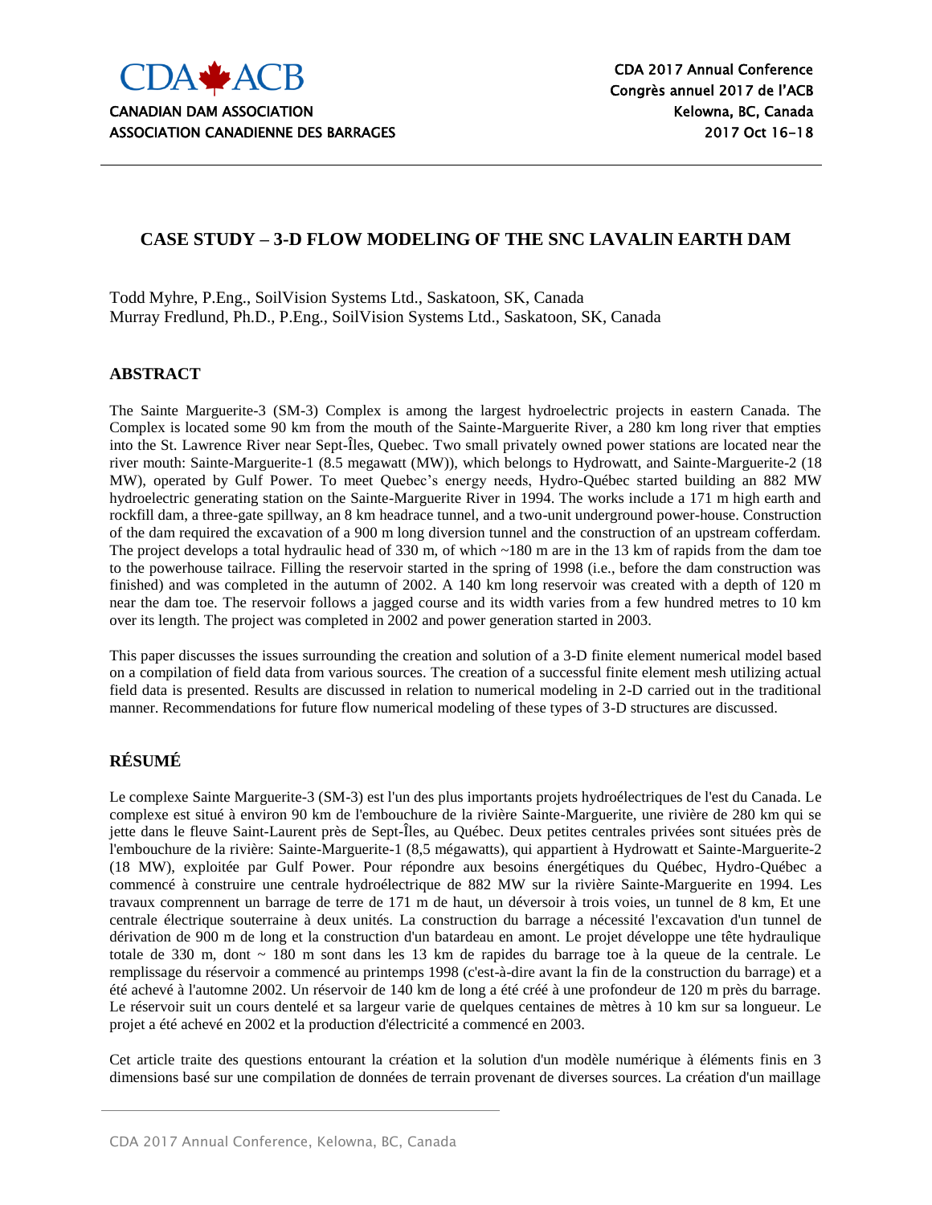# CASE STUDY – 3-D FLOW MODELING OF THE SNC LAVALIN EARTH DAM

Todd Myhre, P.Eng., SoilVision Systems Ltd., Saskatoon, SK, Canada
Murray Fredlund, Ph.D., P.Eng., SoilVision Systems Ltd., Saskatoon, SK, Canada

## ABSTRACT

The Sainte Marguerite-3 (SM-3) Complex is among the largest hydroelectric projects in eastern Canada. The Complex is located some 90 km from the mouth of the Sainte-Marguerite River, a 280 km long river that empties into the St. Lawrence River near Sept-Îles, Quebec. Two small privately owned power stations are located near the river mouth: Sainte-Marguerite-1 (8.5 megawatt (MW)), which belongs to Hydrowatt, and Sainte-Marguerite-2 (18 MW), operated by Gulf Power. To meet Quebec's energy needs, Hydro-Québec started building an 882 MW hydroelectric generating station on the Sainte-Marguerite River in 1994. The works include a 171 m high earth and rockfill dam, a three-gate spillway, an 8 km headrace tunnel, and a two-unit underground power-house. Construction of the dam required the excavation of a 900 m long diversion tunnel and the construction of an upstream cofferdam. The project develops a total hydraulic head of 330 m, of which ~180 m are in the 13 km of rapids from the dam toe to the powerhouse tailrace. Filling the reservoir started in the spring of 1998 (i.e., before the dam construction was finished) and was completed in the autumn of 2002. A 140 km long reservoir was created with a depth of 120 m near the dam toe. The reservoir follows a jagged course and its width varies from a few hundred metres to 10 km over its length. The project was completed in 2002 and power generation started in 2003.

This paper discusses the issues surrounding the creation and solution of a 3-D finite element numerical model based on a compilation of field data from various sources. The creation of a successful finite element mesh utilizing actual field data is presented. Results are discussed in relation to numerical modeling in 2-D carried out in the traditional manner. Recommendations for future flow numerical modeling of these types of 3-D structures are discussed.

## RÉSUMÉ

Le complexe Sainte Marguerite-3 (SM-3) est l'un des plus importants projets hydroélectriques de l'est du Canada. Le complexe est situé à environ 90 km de l'embouchure de la rivière Sainte-Marguerite, une rivière de 280 km qui se jette dans le fleuve Saint-Laurent près de Sept-Îles, au Québec. Deux petites centrales privées sont situées près de l'embouchure de la rivière: Sainte-Marguerite-1 (8,5 mégawatts), qui appartient à Hydrowatt et Sainte-Marguerite-2 (18 MW), exploitée par Gulf Power. Pour répondre aux besoins énergétiques du Québec, Hydro-Québec a commencé à construire une centrale hydroélectrique de 882 MW sur la rivière Sainte-Marguerite en 1994. Les travaux comprennent un barrage de terre de 171 m de haut, un déversoir à trois voies, un tunnel de 8 km, Et une centrale électrique souterraine à deux unités. La construction du barrage a nécessité l'excavation d'un tunnel de dérivation de 900 m de long et la construction d'un batardeau en amont. Le projet développe une tête hydraulique totale de 330 m, dont ~ 180 m sont dans les 13 km de rapides du barrage toe à la queue de la centrale. Le remplissage du réservoir a commencé au printemps 1998 (c'est-à-dire avant la fin de la construction du barrage) et a été achevé à l'automne 2002. Un réservoir de 140 km de long a été créé à une profondeur de 120 m près du barrage. Le réservoir suit un cours dentelé et sa largeur varie de quelques centaines de mètres à 10 km sur sa longueur. Le projet a été achevé en 2002 et la production d'électricité a commencé en 2003.

Cet article traite des questions entourant la création et la solution d'un modèle numérique à éléments finis en 3 dimensions basé sur une compilation de données de terrain provenant de diverses sources. La création d'un maillage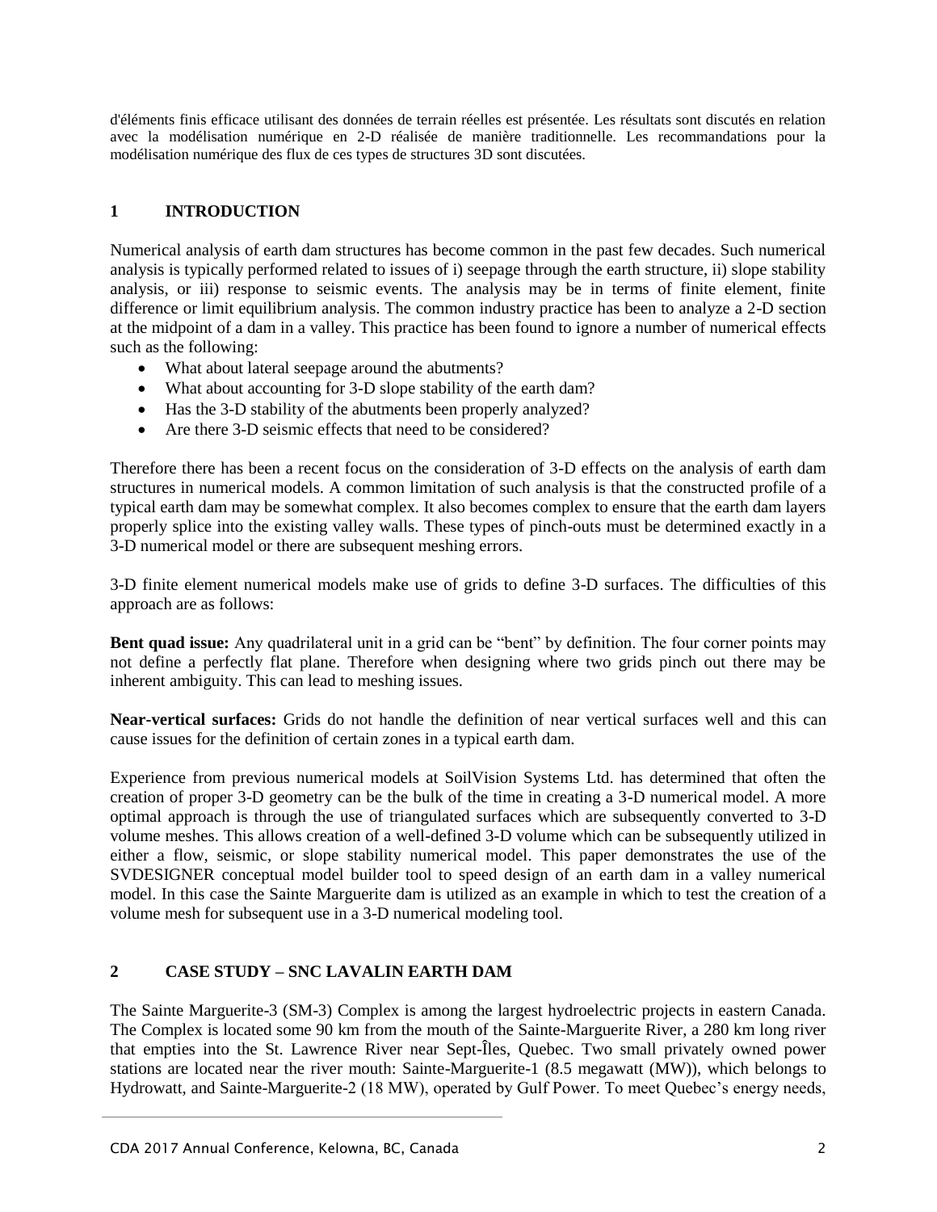d'éléments finis efficace utilisant des données de terrain réelles est présentée. Les résultats sont discutés en relation avec la modélisation numérique en 2-D réalisée de manière traditionnelle. Les recommandations pour la modélisation numérique des flux de ces types de structures 3D sont discutées.

## 1 INTRODUCTION

Numerical analysis of earth dam structures has become common in the past few decades. Such numerical analysis is typically performed related to issues of i) seepage through the earth structure, ii) slope stability analysis, or iii) response to seismic events. The analysis may be in terms of finite element, finite difference or limit equilibrium analysis. The common industry practice has been to analyze a 2-D section at the midpoint of a dam in a valley. This practice has been found to ignore a number of numerical effects such as the following:

- What about lateral seepage around the abutments?
- What about accounting for 3-D slope stability of the earth dam?
- Has the 3-D stability of the abutments been properly analyzed?
- Are there 3-D seismic effects that need to be considered?

Therefore there has been a recent focus on the consideration of 3-D effects on the analysis of earth dam structures in numerical models. A common limitation of such analysis is that the constructed profile of a typical earth dam may be somewhat complex. It also becomes complex to ensure that the earth dam layers properly splice into the existing valley walls. These types of pinch-outs must be determined exactly in a 3-D numerical model or there are subsequent meshing errors.

3-D finite element numerical models make use of grids to define 3-D surfaces. The difficulties of this approach are as follows:

**Bent quad issue:** Any quadrilateral unit in a grid can be "bent" by definition. The four corner points may not define a perfectly flat plane. Therefore when designing where two grids pinch out there may be inherent ambiguity. This can lead to meshing issues.

**Near-vertical surfaces:** Grids do not handle the definition of near vertical surfaces well and this can cause issues for the definition of certain zones in a typical earth dam.

Experience from previous numerical models at SoilVision Systems Ltd. has determined that often the creation of proper 3-D geometry can be the bulk of the time in creating a 3-D numerical model. A more optimal approach is through the use of triangulated surfaces which are subsequently converted to 3-D volume meshes. This allows creation of a well-defined 3-D volume which can be subsequently utilized in either a flow, seismic, or slope stability numerical model. This paper demonstrates the use of the SVDESIGNER conceptual model builder tool to speed design of an earth dam in a valley numerical model. In this case the Sainte Marguerite dam is utilized as an example in which to test the creation of a volume mesh for subsequent use in a 3-D numerical modeling tool.

## 2 CASE STUDY – SNC LAVALIN EARTH DAM

The Sainte Marguerite-3 (SM-3) Complex is among the largest hydroelectric projects in eastern Canada. The Complex is located some 90 km from the mouth of the Sainte-Marguerite River, a 280 km long river that empties into the St. Lawrence River near Sept-Îles, Quebec. Two small privately owned power stations are located near the river mouth: Sainte-Marguerite-1 (8.5 megawatt (MW)), which belongs to Hydrowatt, and Sainte-Marguerite-2 (18 MW), operated by Gulf Power. To meet Quebec's energy needs,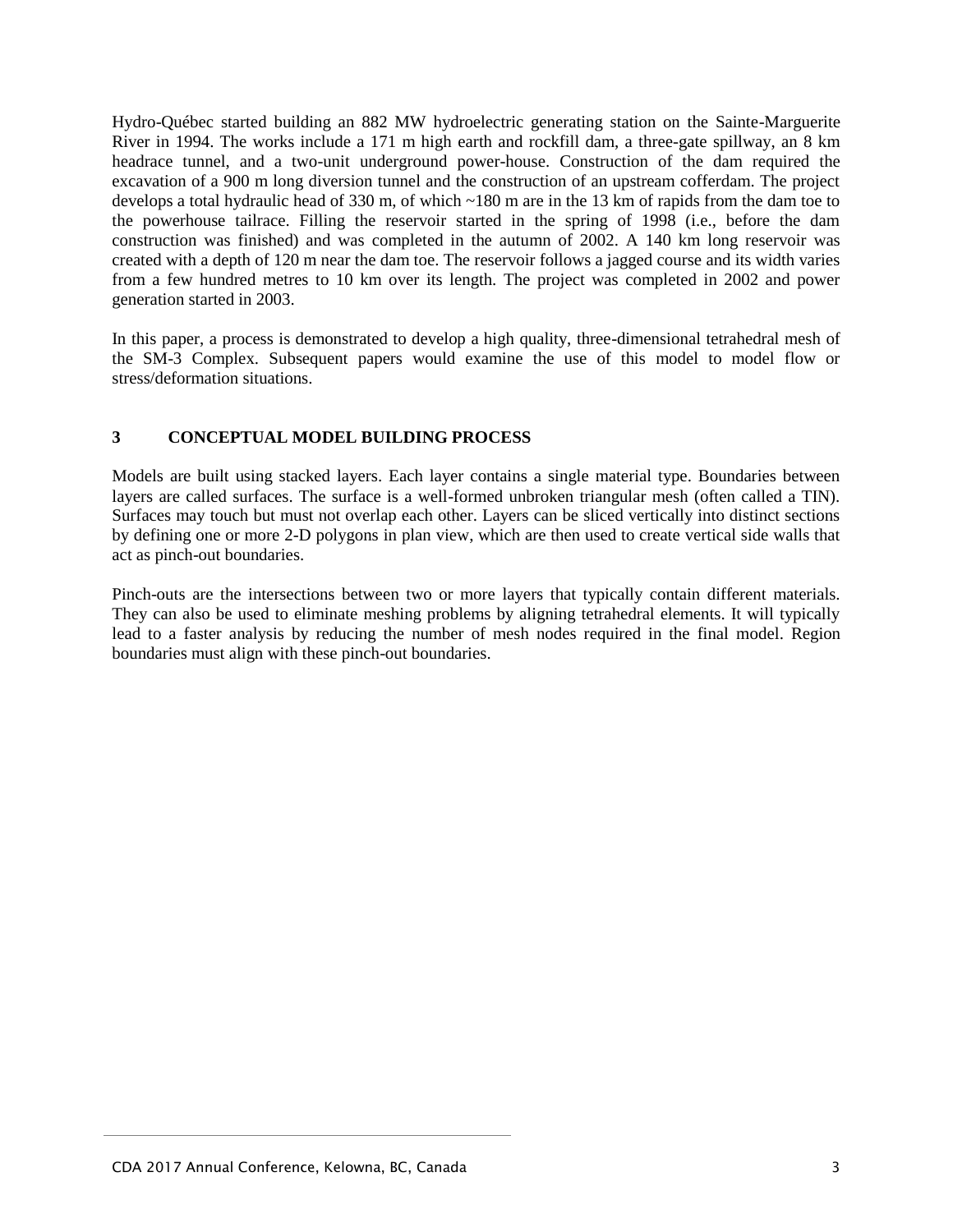Hydro-Québec started building an 882 MW hydroelectric generating station on the Sainte-Marguerite River in 1994. The works include a 171 m high earth and rockfill dam, a three-gate spillway, an 8 km headrace tunnel, and a two-unit underground power-house. Construction of the dam required the excavation of a 900 m long diversion tunnel and the construction of an upstream cofferdam. The project develops a total hydraulic head of 330 m, of which ~180 m are in the 13 km of rapids from the dam toe to the powerhouse tailrace. Filling the reservoir started in the spring of 1998 (i.e., before the dam construction was finished) and was completed in the autumn of 2002. A 140 km long reservoir was created with a depth of 120 m near the dam toe. The reservoir follows a jagged course and its width varies from a few hundred metres to 10 km over its length. The project was completed in 2002 and power generation started in 2003.

In this paper, a process is demonstrated to develop a high quality, three-dimensional tetrahedral mesh of the SM-3 Complex. Subsequent papers would examine the use of this model to model flow or stress/deformation situations.

## 3 CONCEPTUAL MODEL BUILDING PROCESS

Models are built using stacked layers. Each layer contains a single material type. Boundaries between layers are called surfaces. The surface is a well-formed unbroken triangular mesh (often called a TIN). Surfaces may touch but must not overlap each other. Layers can be sliced vertically into distinct sections by defining one or more 2-D polygons in plan view, which are then used to create vertical side walls that act as pinch-out boundaries.

Pinch-outs are the intersections between two or more layers that typically contain different materials. They can also be used to eliminate meshing problems by aligning tetrahedral elements. It will typically lead to a faster analysis by reducing the number of mesh nodes required in the final model. Region boundaries must align with these pinch-out boundaries.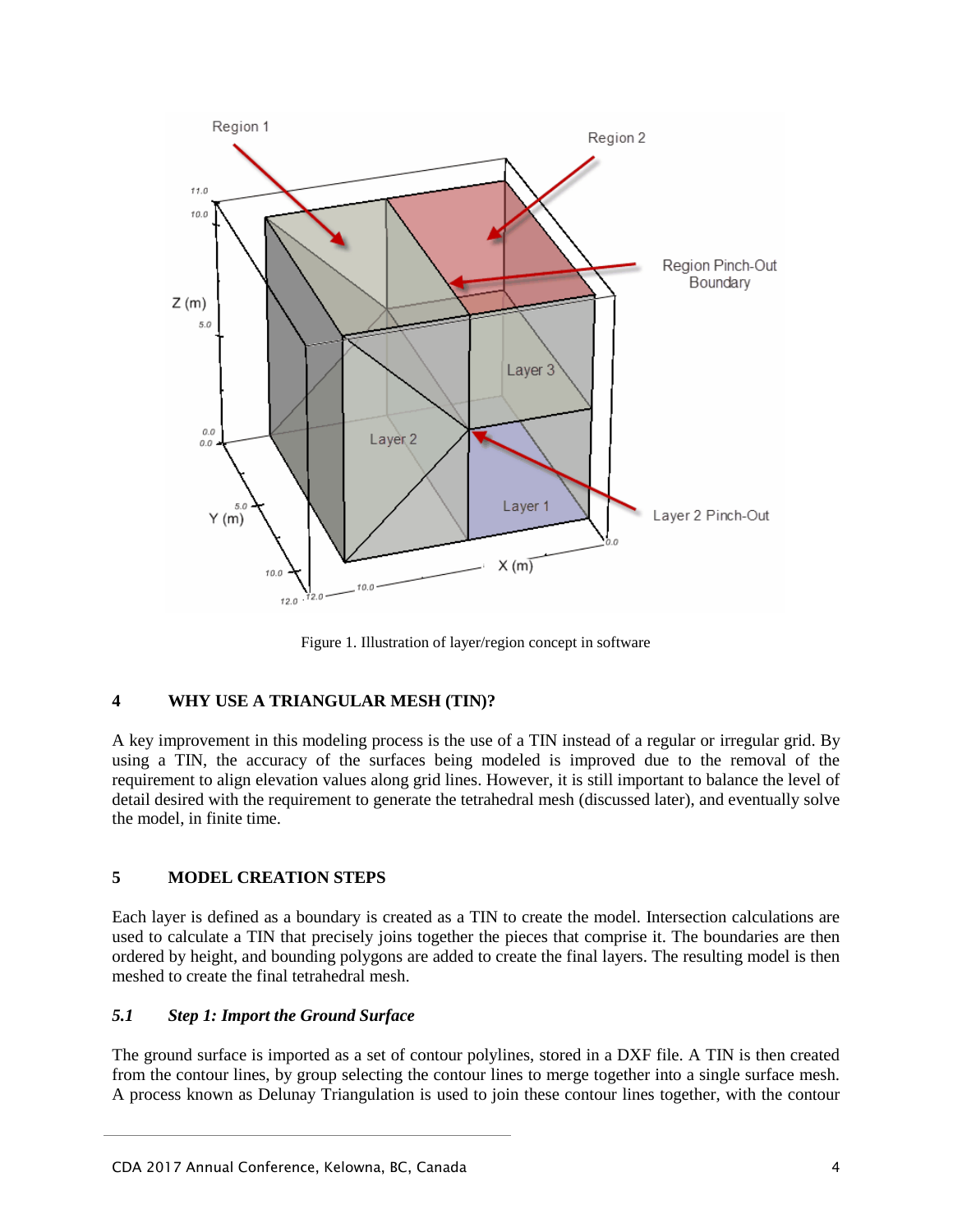Figure 1. Illustration of layer/region concept in software

## 4 WHY USE A TRIANGULAR MESH (TIN)?

A key improvement in this modeling process is the use of a TIN instead of a regular or irregular grid. By using a TIN, the accuracy of the surfaces being modeled is improved due to the removal of the requirement to align elevation values along grid lines. However, it is still important to balance the level of detail desired with the requirement to generate the tetrahedral mesh (discussed later), and eventually solve the model, in finite time.

## 5 MODEL CREATION STEPS

Each layer is defined as a boundary is created as a TIN to create the model. Intersection calculations are used to calculate a TIN that precisely joins together the pieces that comprise it. The boundaries are then ordered by height, and bounding polygons are added to create the final layers. The resulting model is then meshed to create the final tetrahedral mesh.

### *5.1 Step 1: Import the Ground Surface*

The ground surface is imported as a set of contour polylines, stored in a DXF file. A TIN is then created from the contour lines, by group selecting the contour lines to merge together into a single surface mesh. A process known as Delunay Triangulation is used to join these contour lines together, with the contour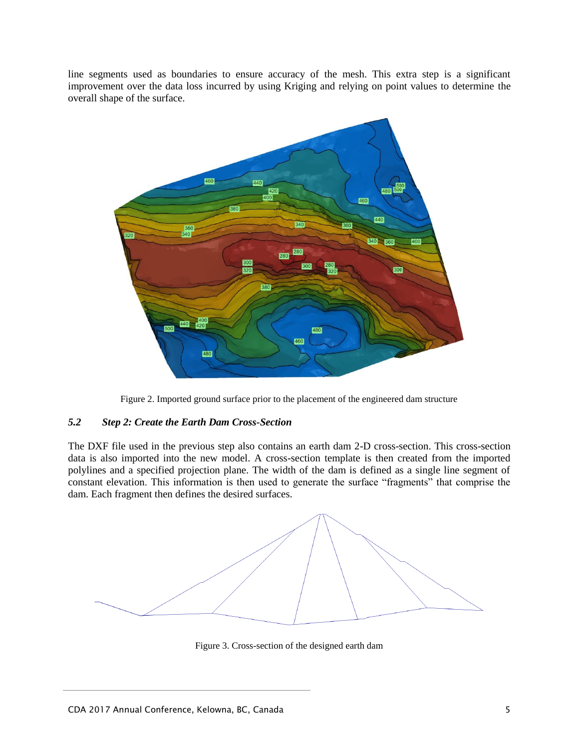line segments used as boundaries to ensure accuracy of the mesh. This extra step is a significant improvement over the data loss incurred by using Kriging and relying on point values to determine the overall shape of the surface.

Figure 2. Imported ground surface prior to the placement of the engineered dam structure

### *5.2 Step 2: Create the Earth Dam Cross-Section*

The DXF file used in the previous step also contains an earth dam 2-D cross-section. This cross-section data is also imported into the new model. A cross-section template is then created from the imported polylines and a specified projection plane. The width of the dam is defined as a single line segment of constant elevation. This information is then used to generate the surface "fragments" that comprise the dam. Each fragment then defines the desired surfaces.

Figure 3. Cross-section of the designed earth dam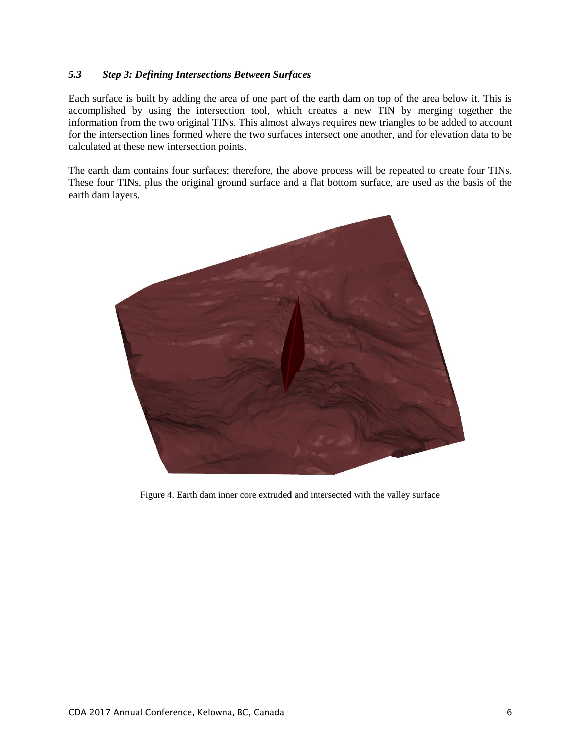### *5.3 Step 3: Defining Intersections Between Surfaces*

Each surface is built by adding the area of one part of the earth dam on top of the area below it. This is accomplished by using the intersection tool, which creates a new TIN by merging together the information from the two original TINs. This almost always requires new triangles to be added to account for the intersection lines formed where the two surfaces intersect one another, and for elevation data to be calculated at these new intersection points.

The earth dam contains four surfaces; therefore, the above process will be repeated to create four TINs. These four TINs, plus the original ground surface and a flat bottom surface, are used as the basis of the earth dam layers.

Figure 4. Earth dam inner core extruded and intersected with the valley surface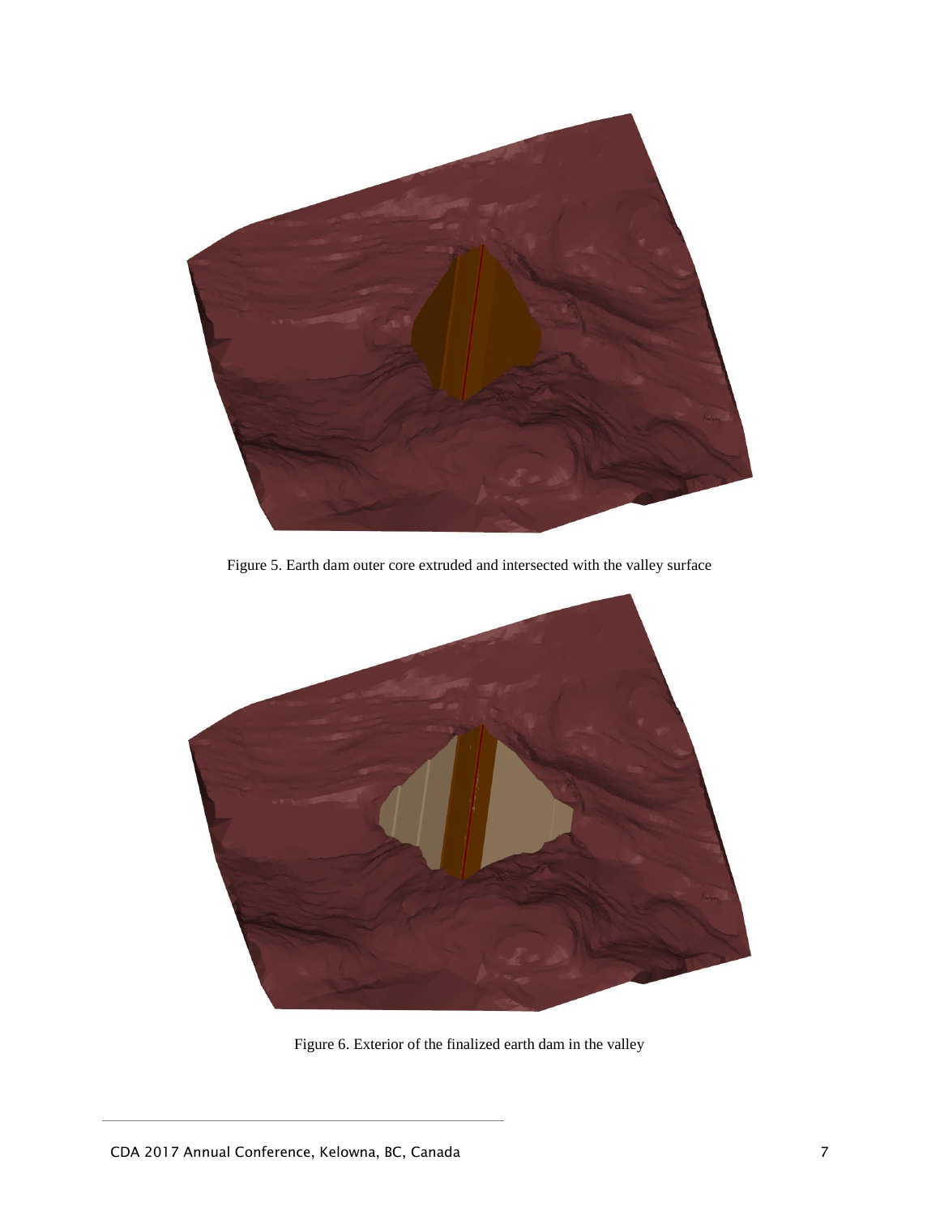Figure 5. Earth dam outer core extruded and intersected with the valley surface

Figure 6. Exterior of the finalized earth dam in the valley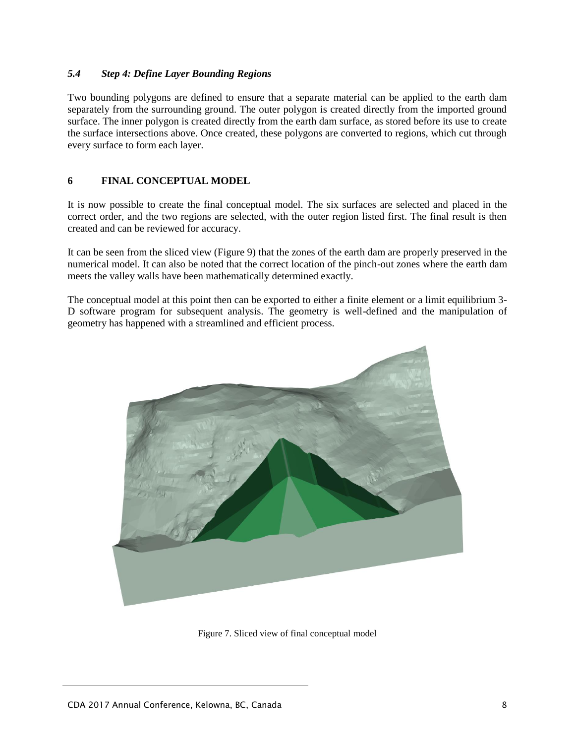### *5.4 Step 4: Define Layer Bounding Regions*

Two bounding polygons are defined to ensure that a separate material can be applied to the earth dam separately from the surrounding ground. The outer polygon is created directly from the imported ground surface. The inner polygon is created directly from the earth dam surface, as stored before its use to create the surface intersections above. Once created, these polygons are converted to regions, which cut through every surface to form each layer.

## 6 FINAL CONCEPTUAL MODEL

It is now possible to create the final conceptual model. The six surfaces are selected and placed in the correct order, and the two regions are selected, with the outer region listed first. The final result is then created and can be reviewed for accuracy.

It can be seen from the sliced view (Figure 9) that the zones of the earth dam are properly preserved in the numerical model. It can also be noted that the correct location of the pinch-out zones where the earth dam meets the valley walls have been mathematically determined exactly.

The conceptual model at this point then can be exported to either a finite element or a limit equilibrium 3-D software program for subsequent analysis. The geometry is well-defined and the manipulation of geometry has happened with a streamlined and efficient process.

Figure 7. Sliced view of final conceptual model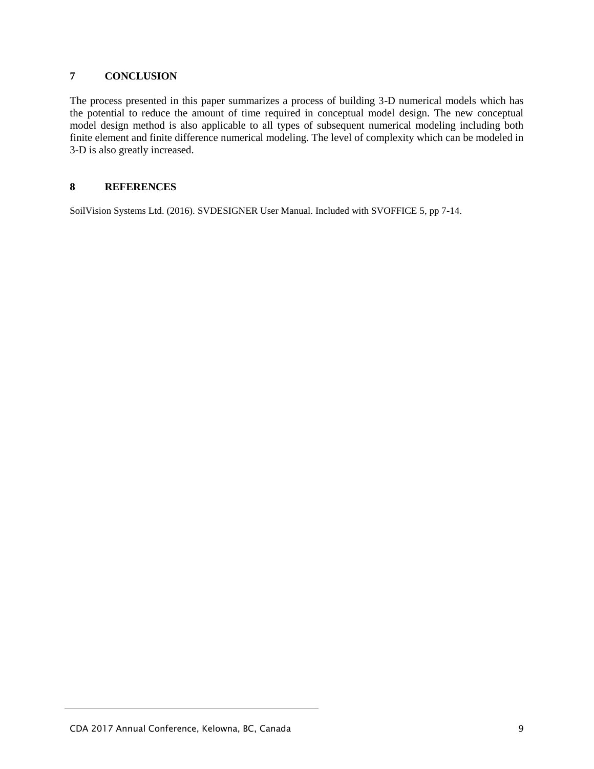## 7 CONCLUSION

The process presented in this paper summarizes a process of building 3-D numerical models which has the potential to reduce the amount of time required in conceptual model design. The new conceptual model design method is also applicable to all types of subsequent numerical modeling including both finite element and finite difference numerical modeling. The level of complexity which can be modeled in 3-D is also greatly increased.

## 8 REFERENCES

SoilVision Systems Ltd. (2016). SVDESIGNER User Manual. Included with SVOFFICE 5, pp 7-14.